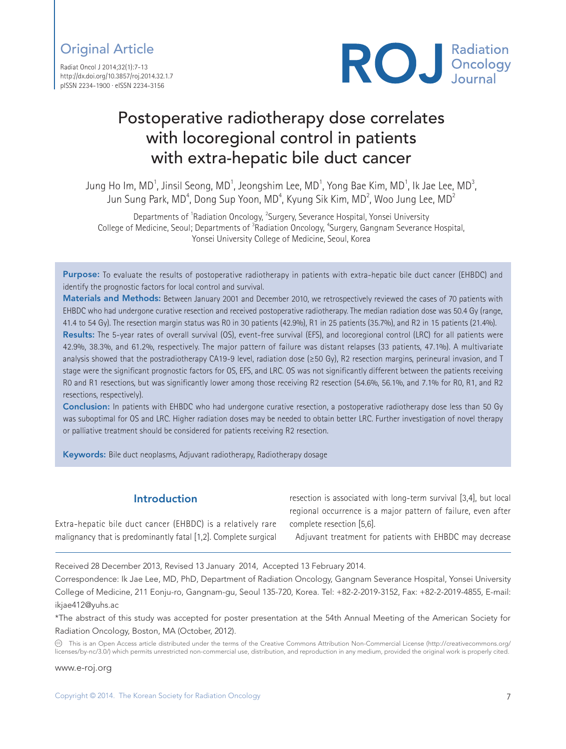Original Article

Radiat Oncol J 2014;32(1):7-13
http://dx.doi.org/10.3857/roj.2014.32.1.7
pISSN 2234-1900 · eISSN 2234-3156

# Postoperative radiotherapy dose correlates with locoregional control in patients with extra-hepatic bile duct cancer

Jung Ho Im, MD[1], Jinsil Seong, MD[1], Jeongshim Lee, MD[1], Yong Bae Kim, MD[1], Ik Jae Lee, MD[3], Jun Sung Park, MD[4], Dong Sup Yoon, MD[4], Kyung Sik Kim, MD[2], Woo Jung Lee, MD[2]

Departments of [1]Radiation Oncology, [2]Surgery, Severance Hospital, Yonsei University College of Medicine, Seoul; Departments of [3]Radiation Oncology, [4]Surgery, Gangnam Severance Hospital, Yonsei University College of Medicine, Seoul, Korea

**Purpose:** To evaluate the results of postoperative radiotherapy in patients with extra-hepatic bile duct cancer (EHBDC) and identify the prognostic factors for local control and survival.

**Materials and Methods:** Between January 2001 and December 2010, we retrospectively reviewed the cases of 70 patients with EHBDC who had undergone curative resection and received postoperative radiotherapy. The median radiation dose was 50.4 Gy (range, 41.4 to 54 Gy). The resection margin status was R0 in 30 patients (42.9%), R1 in 25 patients (35.7%), and R2 in 15 patients (21.4%).

**Results:** The 5-year rates of overall survival (OS), event-free survival (EFS), and locoregional control (LRC) for all patients were 42.9%, 38.3%, and 61.2%, respectively. The major pattern of failure was distant relapses (33 patients, 47.1%). A multivariate analysis showed that the postradiotherapy CA19-9 level, radiation dose (≥50 Gy), R2 resection margins, perineural invasion, and T stage were the significant prognostic factors for OS, EFS, and LRC. OS was not significantly different between the patients receiving R0 and R1 resections, but was significantly lower among those receiving R2 resection (54.6%, 56.1%, and 7.1% for R0, R1, and R2 resections, respectively).

**Conclusion:** In patients with EHBDC who had undergone curative resection, a postoperative radiotherapy dose less than 50 Gy was suboptimal for OS and LRC. Higher radiation doses may be needed to obtain better LRC. Further investigation of novel therapy or palliative treatment should be considered for patients receiving R2 resection.

**Keywords:** Bile duct neoplasms, Adjuvant radiotherapy, Radiotherapy dosage

## Introduction

Extra-hepatic bile duct cancer (EHBDC) is a relatively rare malignancy that is predominantly fatal [1,2]. Complete surgical resection is associated with long-term survival [3,4], but local regional occurrence is a major pattern of failure, even after complete resection [5,6].

Adjuvant treatment for patients with EHBDC may decrease

---

Received 28 December 2013, Revised 13 January 2014, Accepted 13 February 2014.

Correspondence: Ik Jae Lee, MD, PhD, Department of Radiation Oncology, Gangnam Severance Hospital, Yonsei University College of Medicine, 211 Eonju-ro, Gangnam-gu, Seoul 135-720, Korea. Tel: +82-2-2019-3152, Fax: +82-2-2019-4855, E-mail: ikjae412@yuhs.ac

*The abstract of this study was accepted for poster presentation at the 54th Annual Meeting of the American Society for Radiation Oncology, Boston, MA (October, 2012).

This is an Open Access article distributed under the terms of the Creative Commons Attribution Non-Commercial License (http://creativecommons.org/licenses/by-nc/3.0/) which permits unrestricted non-commercial use, distribution, and reproduction in any medium, provided the original work is properly cited.

www.e-roj.org

Copyright © 2014. The Korean Society for Radiation Oncology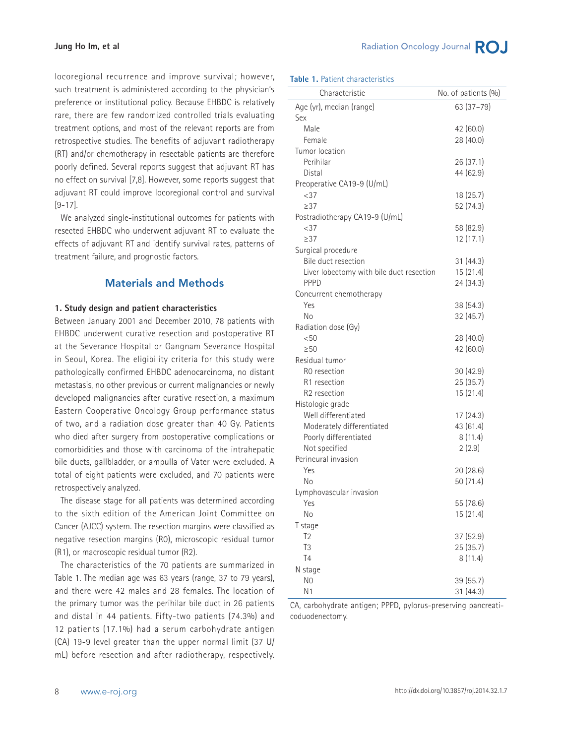locoregional recurrence and improve survival; however, such treatment is administered according to the physician's preference or institutional policy. Because EHBDC is relatively rare, there are few randomized controlled trials evaluating treatment options, and most of the relevant reports are from retrospective studies. The benefits of adjuvant radiotherapy (RT) and/or chemotherapy in resectable patients are therefore poorly defined. Several reports suggest that adjuvant RT has no effect on survival [7,8]. However, some reports suggest that adjuvant RT could improve locoregional control and survival [9-17].

We analyzed single-institutional outcomes for patients with resected EHBDC who underwent adjuvant RT to evaluate the effects of adjuvant RT and identify survival rates, patterns of treatment failure, and prognostic factors.

## Materials and Methods

### 1. Study design and patient characteristics

Between January 2001 and December 2010, 78 patients with EHBDC underwent curative resection and postoperative RT at the Severance Hospital or Gangnam Severance Hospital in Seoul, Korea. The eligibility criteria for this study were pathologically confirmed EHBDC adenocarcinoma, no distant metastasis, no other previous or current malignancies or newly developed malignancies after curative resection, a maximum Eastern Cooperative Oncology Group performance status of two, and a radiation dose greater than 40 Gy. Patients who died after surgery from postoperative complications or comorbidities and those with carcinoma of the intrahepatic bile ducts, gallbladder, or ampulla of Vater were excluded. A total of eight patients were excluded, and 70 patients were retrospectively analyzed.

The disease stage for all patients was determined according to the sixth edition of the American Joint Committee on Cancer (AJCC) system. The resection margins were classified as negative resection margins (R0), microscopic residual tumor (R1), or macroscopic residual tumor (R2).

The characteristics of the 70 patients are summarized in Table 1. The median age was 63 years (range, 37 to 79 years), and there were 42 males and 28 females. The location of the primary tumor was the perihilar bile duct in 26 patients and distal in 44 patients. Fifty-two patients (74.3%) and 12 patients (17.1%) had a serum carbohydrate antigen (CA) 19-9 level greater than the upper normal limit (37 U/mL) before resection and after radiotherapy, respectively.

**Table 1.** Patient characteristics

| Characteristic | No. of patients (%) |
|---|---|
| Age (yr), median (range) | 63 (37–79) |
| Sex | |
| Male | 42 (60.0) |
| Female | 28 (40.0) |
| Tumor location | |
| Perihilar | 26 (37.1) |
| Distal | 44 (62.9) |
| Preoperative CA19-9 (U/mL) | |
| <37 | 18 (25.7) |
| ≥37 | 52 (74.3) |
| Postradiotherapy CA19-9 (U/mL) | |
| <37 | 58 (82.9) |
| ≥37 | 12 (17.1) |
| Surgical procedure | |
| Bile duct resection | 31 (44.3) |
| Liver lobectomy with bile duct resection | 15 (21.4) |
| PPPD | 24 (34.3) |
| Concurrent chemotherapy | |
| Yes | 38 (54.3) |
| No | 32 (45.7) |
| Radiation dose (Gy) | |
| <50 | 28 (40.0) |
| ≥50 | 42 (60.0) |
| Residual tumor | |
| R0 resection | 30 (42.9) |
| R1 resection | 25 (35.7) |
| R2 resection | 15 (21.4) |
| Histologic grade | |
| Well differentiated | 17 (24.3) |
| Moderately differentiated | 43 (61.4) |
| Poorly differentiated | 8 (11.4) |
| Not specified | 2 (2.9) |
| Perineural invasion | |
| Yes | 20 (28.6) |
| No | 50 (71.4) |
| Lymphovascular invasion | |
| Yes | 55 (78.6) |
| No | 15 (21.4) |
| T stage | |
| T2 | 37 (52.9) |
| T3 | 25 (35.7) |
| T4 | 8 (11.4) |
| N stage | |
| N0 | 39 (55.7) |
| N1 | 31 (44.3) |

CA, carbohydrate antigen; PPPD, pylorus-preserving pancreaticoduodenectomy.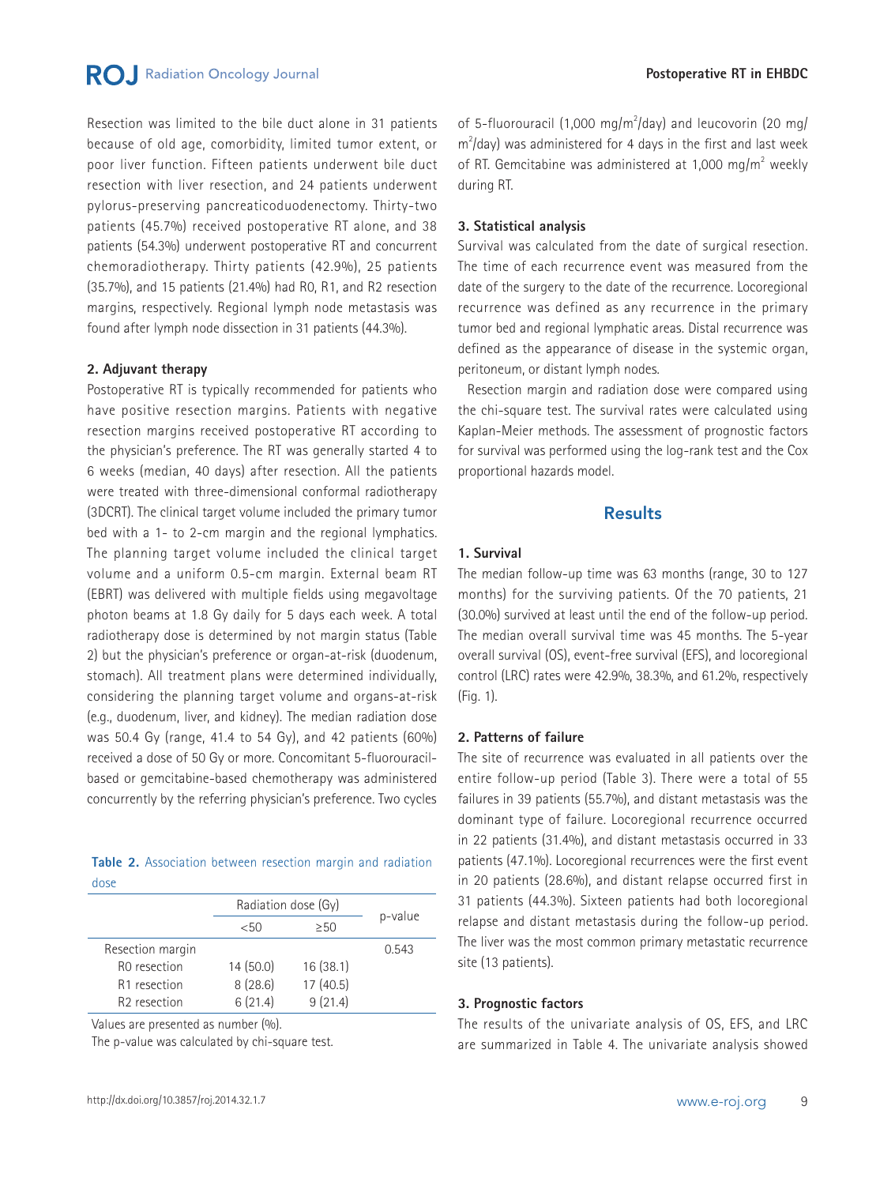Resection was limited to the bile duct alone in 31 patients because of old age, comorbidity, limited tumor extent, or poor liver function. Fifteen patients underwent bile duct resection with liver resection, and 24 patients underwent pylorus-preserving pancreaticoduodenectomy. Thirty-two patients (45.7%) received postoperative RT alone, and 38 patients (54.3%) underwent postoperative RT and concurrent chemoradiotherapy. Thirty patients (42.9%), 25 patients (35.7%), and 15 patients (21.4%) had R0, R1, and R2 resection margins, respectively. Regional lymph node metastasis was found after lymph node dissection in 31 patients (44.3%).

### 2. Adjuvant therapy

Postoperative RT is typically recommended for patients who have positive resection margins. Patients with negative resection margins received postoperative RT according to the physician's preference. The RT was generally started 4 to 6 weeks (median, 40 days) after resection. All the patients were treated with three-dimensional conformal radiotherapy (3DCRT). The clinical target volume included the primary tumor bed with a 1- to 2-cm margin and the regional lymphatics. The planning target volume included the clinical target volume and a uniform 0.5-cm margin. External beam RT (EBRT) was delivered with multiple fields using megavoltage photon beams at 1.8 Gy daily for 5 days each week. A total radiotherapy dose is determined by not margin status (Table 2) but the physician's preference or organ-at-risk (duodenum, stomach). All treatment plans were determined individually, considering the planning target volume and organs-at-risk (e.g., duodenum, liver, and kidney). The median radiation dose was 50.4 Gy (range, 41.4 to 54 Gy), and 42 patients (60%) received a dose of 50 Gy or more. Concomitant 5-fluorouracil-based or gemcitabine-based chemotherapy was administered concurrently by the referring physician's preference. Two cycles of 5-fluorouracil (1,000 mg/m$^2$/day) and leucovorin (20 mg/m$^2$/day) was administered for 4 days in the first and last week of RT. Gemcitabine was administered at 1,000 mg/m$^2$ weekly during RT.

**Table 2.** Association between resection margin and radiation dose

| | Radiation dose (Gy) | | p-value |
|---|---|---|---|
| | <50 | ≥50 | |
| Resection margin | | | 0.543 |
| R0 resection | 14 (50.0) | 16 (38.1) | |
| R1 resection | 8 (28.6) | 17 (40.5) | |
| R2 resection | 6 (21.4) | 9 (21.4) | |

Values are presented as number (%).
The p-value was calculated by chi-square test.

### 3. Statistical analysis

Survival was calculated from the date of surgical resection. The time of each recurrence event was measured from the date of the surgery to the date of the recurrence. Locoregional recurrence was defined as any recurrence in the primary tumor bed and regional lymphatic areas. Distal recurrence was defined as the appearance of disease in the systemic organ, peritoneum, or distant lymph nodes.

Resection margin and radiation dose were compared using the chi-square test. The survival rates were calculated using Kaplan-Meier methods. The assessment of prognostic factors for survival was performed using the log-rank test and the Cox proportional hazards model.

## Results

### 1. Survival

The median follow-up time was 63 months (range, 30 to 127 months) for the surviving patients. Of the 70 patients, 21 (30.0%) survived at least until the end of the follow-up period. The median overall survival time was 45 months. The 5-year overall survival (OS), event-free survival (EFS), and locoregional control (LRC) rates were 42.9%, 38.3%, and 61.2%, respectively (Fig. 1).

### 2. Patterns of failure

The site of recurrence was evaluated in all patients over the entire follow-up period (Table 3). There were a total of 55 failures in 39 patients (55.7%), and distant metastasis was the dominant type of failure. Locoregional recurrence occurred in 22 patients (31.4%), and distant metastasis occurred in 33 patients (47.1%). Locoregional recurrences were the first event in 20 patients (28.6%), and distant relapse occurred first in 31 patients (44.3%). Sixteen patients had both locoregional relapse and distant metastasis during the follow-up period. The liver was the most common primary metastatic recurrence site (13 patients).

### 3. Prognostic factors

The results of the univariate analysis of OS, EFS, and LRC are summarized in Table 4. The univariate analysis showed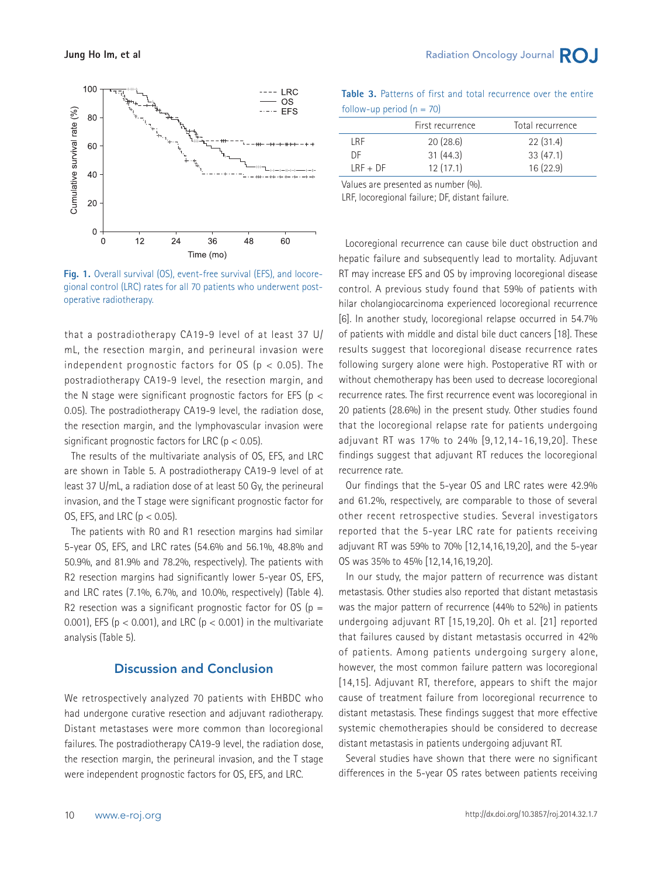Fig. 1. Overall survival (OS), event-free survival (EFS), and locoregional control (LRC) rates for all 70 patients who underwent postoperative radiotherapy.

that a postradiotherapy CA19-9 level of at least 37 U/mL, the resection margin, and perineural invasion were independent prognostic factors for OS ($p < 0.05$). The postradiotherapy CA19-9 level, the resection margin, and the N stage were significant prognostic factors for EFS ($p < 0.05$). The postradiotherapy CA19-9 level, the radiation dose, the resection margin, and the lymphovascular invasion were significant prognostic factors for LRC ($p < 0.05$).

The results of the multivariate analysis of OS, EFS, and LRC are shown in Table 5. A postradiotherapy CA19-9 level of at least 37 U/mL, a radiation dose of at least 50 Gy, the perineural invasion, and the T stage were significant prognostic factor for OS, EFS, and LRC ($p < 0.05$).

The patients with R0 and R1 resection margins had similar 5-year OS, EFS, and LRC rates (54.6% and 56.1%, 48.8% and 50.9%, and 81.9% and 78.2%, respectively). The patients with R2 resection margins had significantly lower 5-year OS, EFS, and LRC rates (7.1%, 6.7%, and 10.0%, respectively) (Table 4). R2 resection was a significant prognostic factor for OS ($p = 0.001$), EFS ($p < 0.001$), and LRC ($p < 0.001$) in the multivariate analysis (Table 5).

## Discussion and Conclusion

We retrospectively analyzed 70 patients with EHBDC who had undergone curative resection and adjuvant radiotherapy. Distant metastases were more common than locoregional failures. The postradiotherapy CA19-9 level, the radiation dose, the resection margin, the perineural invasion, and the T stage were independent prognostic factors for OS, EFS, and LRC.

Table 3. Patterns of first and total recurrence over the entire follow-up period (n = 70)

| | First recurrence | Total recurrence |
|---|---|---|
| LRF | 20 (28.6) | 22 (31.4) |
| DF | 31 (44.3) | 33 (47.1) |
| LRF + DF | 12 (17.1) | 16 (22.9) |

Values are presented as number (%).

LRF, locoregional failure; DF, distant failure.

Locoregional recurrence can cause bile duct obstruction and hepatic failure and subsequently lead to mortality. Adjuvant RT may increase EFS and OS by improving locoregional disease control. A previous study found that 59% of patients with hilar cholangiocarcinoma experienced locoregional recurrence [6]. In another study, locoregional relapse occurred in 54.7% of patients with middle and distal bile duct cancers [18]. These results suggest that locoregional disease recurrence rates following surgery alone were high. Postoperative RT with or without chemotherapy has been used to decrease locoregional recurrence rates. The first recurrence event was locoregional in 20 patients (28.6%) in the present study. Other studies found that the locoregional relapse rate for patients undergoing adjuvant RT was 17% to 24% [9,12,14-16,19,20]. These findings suggest that adjuvant RT reduces the locoregional recurrence rate.

Our findings that the 5-year OS and LRC rates were 42.9% and 61.2%, respectively, are comparable to those of several other recent retrospective studies. Several investigators reported that the 5-year LRC rate for patients receiving adjuvant RT was 59% to 70% [12,14,16,19,20], and the 5-year OS was 35% to 45% [12,14,16,19,20].

In our study, the major pattern of recurrence was distant metastasis. Other studies also reported that distant metastasis was the major pattern of recurrence (44% to 52%) in patients undergoing adjuvant RT [15,19,20]. Oh et al. [21] reported that failures caused by distant metastasis occurred in 42% of patients. Among patients undergoing surgery alone, however, the most common failure pattern was locoregional [14,15]. Adjuvant RT, therefore, appears to shift the major cause of treatment failure from locoregional recurrence to distant metastasis. These findings suggest that more effective systemic chemotherapies should be considered to decrease distant metastasis in patients undergoing adjuvant RT.

Several studies have shown that there were no significant differences in the 5-year OS rates between patients receiving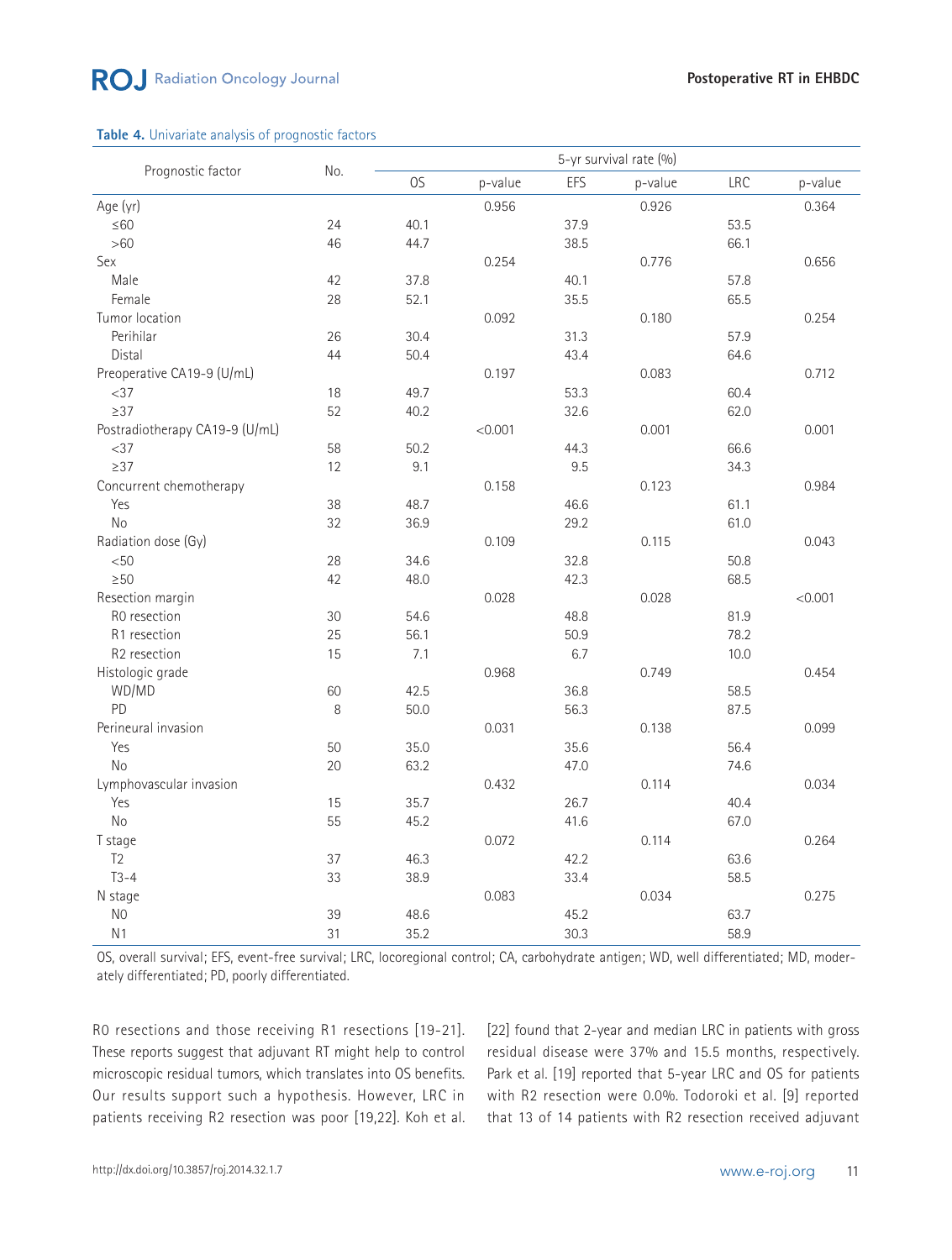**Table 4.** Univariate analysis of prognostic factors

| Prognostic factor | No. | 5-yr survival rate (%) | | | | | |
|---|---|---|---|---|---|---|---|
| | | OS | p-value | EFS | p-value | LRC | p-value |
| Age (yr) | | | 0.956 | | 0.926 | | 0.364 |
| ≤60 | 24 | 40.1 | | 37.9 | | 53.5 | |
| >60 | 46 | 44.7 | | 38.5 | | 66.1 | |
| Sex | | | 0.254 | | 0.776 | | 0.656 |
| Male | 42 | 37.8 | | 40.1 | | 57.8 | |
| Female | 28 | 52.1 | | 35.5 | | 65.5 | |
| Tumor location | | | 0.092 | | 0.180 | | 0.254 |
| Perihilar | 26 | 30.4 | | 31.3 | | 57.9 | |
| Distal | 44 | 50.4 | | 43.4 | | 64.6 | |
| Preoperative CA19-9 (U/mL) | | | 0.197 | | 0.083 | | 0.712 |
| <37 | 18 | 49.7 | | 53.3 | | 60.4 | |
| ≥37 | 52 | 40.2 | | 32.6 | | 62.0 | |
| Postradiotherapy CA19-9 (U/mL) | | | <0.001 | | 0.001 | | 0.001 |
| <37 | 58 | 50.2 | | 44.3 | | 66.6 | |
| ≥37 | 12 | 9.1 | | 9.5 | | 34.3 | |
| Concurrent chemotherapy | | | 0.158 | | 0.123 | | 0.984 |
| Yes | 38 | 48.7 | | 46.6 | | 61.1 | |
| No | 32 | 36.9 | | 29.2 | | 61.0 | |
| Radiation dose (Gy) | | | 0.109 | | 0.115 | | 0.043 |
| <50 | 28 | 34.6 | | 32.8 | | 50.8 | |
| ≥50 | 42 | 48.0 | | 42.3 | | 68.5 | |
| Resection margin | | | 0.028 | | 0.028 | | <0.001 |
| R0 resection | 30 | 54.6 | | 48.8 | | 81.9 | |
| R1 resection | 25 | 56.1 | | 50.9 | | 78.2 | |
| R2 resection | 15 | 7.1 | | 6.7 | | 10.0 | |
| Histologic grade | | | 0.968 | | 0.749 | | 0.454 |
| WD/MD | 60 | 42.5 | | 36.8 | | 58.5 | |
| PD | 8 | 50.0 | | 56.3 | | 87.5 | |
| Perineural invasion | | | 0.031 | | 0.138 | | 0.099 |
| Yes | 50 | 35.0 | | 35.6 | | 56.4 | |
| No | 20 | 63.2 | | 47.0 | | 74.6 | |
| Lymphovascular invasion | | | 0.432 | | 0.114 | | 0.034 |
| Yes | 15 | 35.7 | | 26.7 | | 40.4 | |
| No | 55 | 45.2 | | 41.6 | | 67.0 | |
| T stage | | | 0.072 | | 0.114 | | 0.264 |
| T2 | 37 | 46.3 | | 42.2 | | 63.6 | |
| T3-4 | 33 | 38.9 | | 33.4 | | 58.5 | |
| N stage | | | 0.083 | | 0.034 | | 0.275 |
| N0 | 39 | 48.6 | | 45.2 | | 63.7 | |
| N1 | 31 | 35.2 | | 30.3 | | 58.9 | |

OS, overall survival; EFS, event-free survival; LRC, locoregional control; CA, carbohydrate antigen; WD, well differentiated; MD, moderately differentiated; PD, poorly differentiated.

R0 resections and those receiving R1 resections [19-21]. These reports suggest that adjuvant RT might help to control microscopic residual tumors, which translates into OS benefits. Our results support such a hypothesis. However, LRC in patients receiving R2 resection was poor [19,22]. Koh et al. [22] found that 2-year and median LRC in patients with gross residual disease were 37% and 15.5 months, respectively. Park et al. [19] reported that 5-year LRC and OS for patients with R2 resection were 0.0%. Todoroki et al. [9] reported that 13 of 14 patients with R2 resection received adjuvant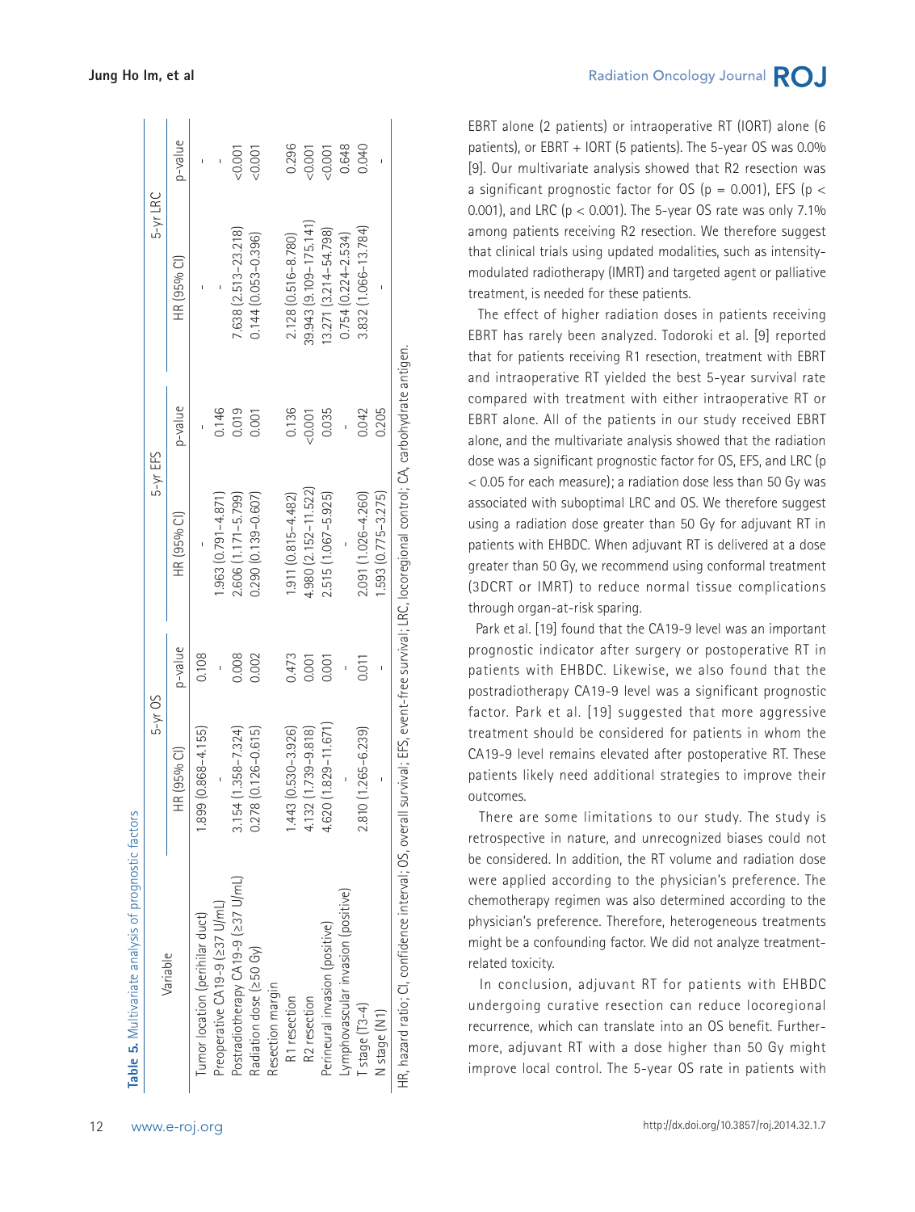**Table 5.** Multivariate analysis of prognostic factors

| Variable | 5-yr OS | | 5-yr EFS | | 5-yr LRC | |
|---|---|---|---|---|---|---|
| | HR (95% CI) | p-value | HR (95% CI) | p-value | HR (95% CI) | p-value |
| Tumor location (perihilar duct) | 1.899 (0.868–4.155) | 0.108 | - | - | - | - |
| Preoperative CA19-9 (≥37 U/mL) | - | - | 1.963 (0.791–4.871) | 0.146 | - | - |
| Postradiotherapy CA19-9 (≥37 U/mL) | 3.154 (1.358–7.324) | 0.008 | 2.606 (1.171–5.799) | 0.019 | 7.638 (2.513–23.218) | <0.001 |
| Radiation dose (≥50 Gy) | 0.278 (0.126–0.615) | 0.002 | 0.290 (0.139–0.607) | 0.001 | 0.144 (0.053–0.396) | <0.001 |
| Resection margin | | | | | | |
| R1 resection | 1.443 (0.530–3.926) | 0.473 | 1.911 (0.815–4.482) | 0.136 | 2.128 (0.516–8.780) | 0.296 |
| R2 resection | 4.132 (1.739–9.818) | 0.001 | 4.980 (2.152–11.522) | <0.001 | 39.943 (9.109–175.141) | <0.001 |
| Perineural invasion (positive) | 4.620 (1.829–11.671) | 0.001 | 2.515 (1.067–5.925) | 0.035 | 13.271 (3.214–54.798) | <0.001 |
| Lymphovascular invasion (positive) | - | - | - | - | 0.754 (0.224–2.534) | 0.648 |
| T stage (T3–4) | 2.810 (1.265–6.239) | 0.011 | 2.091 (1.026–4.260) | 0.042 | 3.832 (1.066–13.784) | 0.040 |
| N stage (N1) | - | - | 1.593 (0.775–3.275) | 0.205 | - | - |

HR, hazard ratio; CI, confidence interval; OS, overall survival; EFS, event-free survival; LRC, locoregional control; CA, carbohydrate antigen.

EBRT alone (2 patients) or intraoperative RT (IORT) alone (6 patients), or EBRT + IORT (5 patients). The 5-year OS was 0.0% [9]. Our multivariate analysis showed that R2 resection was a significant prognostic factor for OS ($p = 0.001$), EFS ($p < 0.001$), and LRC ($p < 0.001$). The 5-year OS rate was only 7.1% among patients receiving R2 resection. We therefore suggest that clinical trials using updated modalities, such as intensity-modulated radiotherapy (IMRT) and targeted agent or palliative treatment, is needed for these patients.

The effect of higher radiation doses in patients receiving EBRT has rarely been analyzed. Todoroki et al. [9] reported that for patients receiving R1 resection, treatment with EBRT and intraoperative RT yielded the best 5-year survival rate compared with treatment with either intraoperative RT or EBRT alone. All of the patients in our study received EBRT alone, and the multivariate analysis showed that the radiation dose was a significant prognostic factor for OS, EFS, and LRC ($p < 0.05$ for each measure); a radiation dose less than 50 Gy was associated with suboptimal LRC and OS. We therefore suggest using a radiation dose greater than 50 Gy for adjuvant RT in patients with EHBDC. When adjuvant RT is delivered at a dose greater than 50 Gy, we recommend using conformal treatment (3DCRT or IMRT) to reduce normal tissue complications through organ-at-risk sparing.

Park et al. [19] found that the CA19-9 level was an important prognostic indicator after surgery or postoperative RT in patients with EHBDC. Likewise, we also found that the postradiotherapy CA19-9 level was a significant prognostic factor. Park et al. [19] suggested that more aggressive treatment should be considered for patients in whom the CA19-9 level remains elevated after postoperative RT. These patients likely need additional strategies to improve their outcomes.

There are some limitations to our study. The study is retrospective in nature, and unrecognized biases could not be considered. In addition, the RT volume and radiation dose were applied according to the physician's preference. The chemotherapy regimen was also determined according to the physician's preference. Therefore, heterogeneous treatments might be a confounding factor. We did not analyze treatment-related toxicity.

In conclusion, adjuvant RT for patients with EHBDC undergoing curative resection can reduce locoregional recurrence, which can translate into an OS benefit. Furthermore, adjuvant RT with a dose higher than 50 Gy might improve local control. The 5-year OS rate in patients with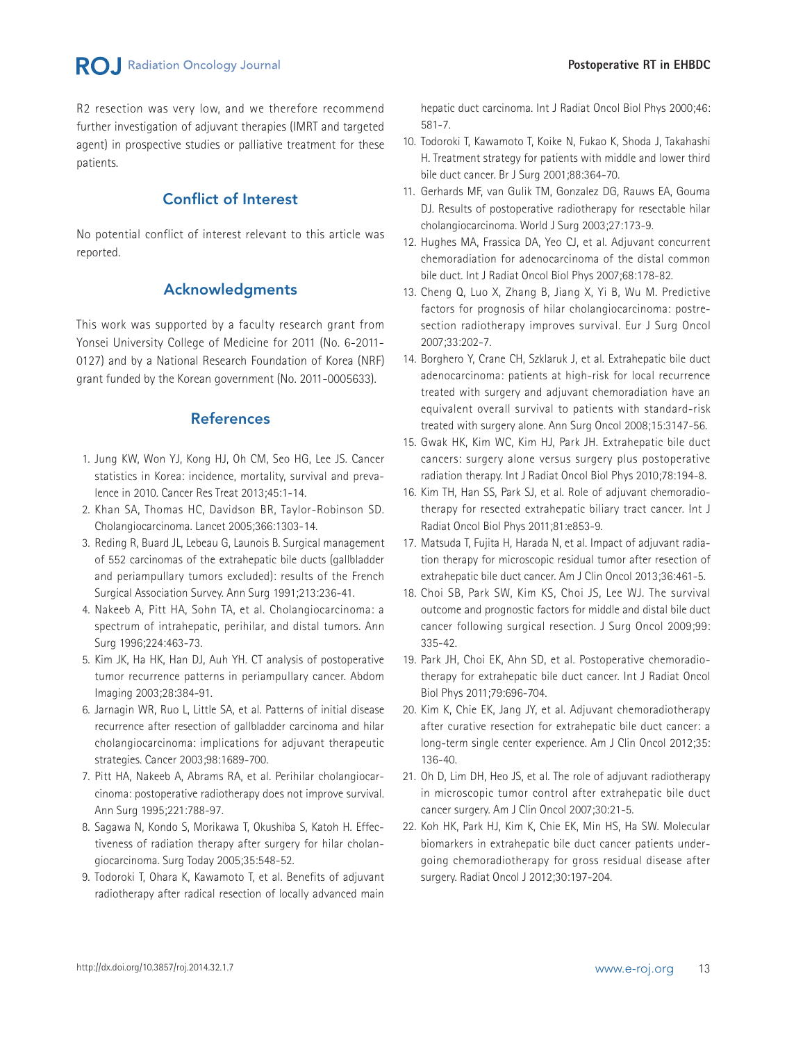R2 resection was very low, and we therefore recommend further investigation of adjuvant therapies (IMRT and targeted agent) in prospective studies or palliative treatment for these patients.

## Conflict of Interest

No potential conflict of interest relevant to this article was reported.

## Acknowledgments

This work was supported by a faculty research grant from Yonsei University College of Medicine for 2011 (No. 6-2011-0127) and by a National Research Foundation of Korea (NRF) grant funded by the Korean government (No. 2011-0005633).

## References

1. Jung KW, Won YJ, Kong HJ, Oh CM, Seo HG, Lee JS. Cancer statistics in Korea: incidence, mortality, survival and prevalence in 2010. Cancer Res Treat 2013;45:1-14.
2. Khan SA, Thomas HC, Davidson BR, Taylor-Robinson SD. Cholangiocarcinoma. Lancet 2005;366:1303-14.
3. Reding R, Buard JL, Lebeau G, Launois B. Surgical management of 552 carcinomas of the extrahepatic bile ducts (gallbladder and periampullary tumors excluded): results of the French Surgical Association Survey. Ann Surg 1991;213:236-41.
4. Nakeeb A, Pitt HA, Sohn TA, et al. Cholangiocarcinoma: a spectrum of intrahepatic, perihilar, and distal tumors. Ann Surg 1996;224:463-73.
5. Kim JK, Ha HK, Han DJ, Auh YH. CT analysis of postoperative tumor recurrence patterns in periampullary cancer. Abdom Imaging 2003;28:384-91.
6. Jarnagin WR, Ruo L, Little SA, et al. Patterns of initial disease recurrence after resection of gallbladder carcinoma and hilar cholangiocarcinoma: implications for adjuvant therapeutic strategies. Cancer 2003;98:1689-700.
7. Pitt HA, Nakeeb A, Abrams RA, et al. Perihilar cholangiocarcinoma: postoperative radiotherapy does not improve survival. Ann Surg 1995;221:788-97.
8. Sagawa N, Kondo S, Morikawa T, Okushiba S, Katoh H. Effectiveness of radiation therapy after surgery for hilar cholangiocarcinoma. Surg Today 2005;35:548-52.
9. Todoroki T, Ohara K, Kawamoto T, et al. Benefits of adjuvant radiotherapy after radical resection of locally advanced main hepatic duct carcinoma. Int J Radiat Oncol Biol Phys 2000;46:581-7.
10. Todoroki T, Kawamoto T, Koike N, Fukao K, Shoda J, Takahashi H. Treatment strategy for patients with middle and lower third bile duct cancer. Br J Surg 2001;88:364-70.
11. Gerhards MF, van Gulik TM, Gonzalez DG, Rauws EA, Gouma DJ. Results of postoperative radiotherapy for resectable hilar cholangiocarcinoma. World J Surg 2003;27:173-9.
12. Hughes MA, Frassica DA, Yeo CJ, et al. Adjuvant concurrent chemoradiation for adenocarcinoma of the distal common bile duct. Int J Radiat Oncol Biol Phys 2007;68:178-82.
13. Cheng Q, Luo X, Zhang B, Jiang X, Yi B, Wu M. Predictive factors for prognosis of hilar cholangiocarcinoma: postresection radiotherapy improves survival. Eur J Surg Oncol 2007;33:202-7.
14. Borghero Y, Crane CH, Szklaruk J, et al. Extrahepatic bile duct adenocarcinoma: patients at high-risk for local recurrence treated with surgery and adjuvant chemoradiation have an equivalent overall survival to patients with standard-risk treated with surgery alone. Ann Surg Oncol 2008;15:3147-56.
15. Gwak HK, Kim WC, Kim HJ, Park JH. Extrahepatic bile duct cancers: surgery alone versus surgery plus postoperative radiation therapy. Int J Radiat Oncol Biol Phys 2010;78:194-8.
16. Kim TH, Han SS, Park SJ, et al. Role of adjuvant chemoradiotherapy for resected extrahepatic biliary tract cancer. Int J Radiat Oncol Biol Phys 2011;81:e853-9.
17. Matsuda T, Fujita H, Harada N, et al. Impact of adjuvant radiation therapy for microscopic residual tumor after resection of extrahepatic bile duct cancer. Am J Clin Oncol 2013;36:461-5.
18. Choi SB, Park SW, Kim KS, Choi JS, Lee WJ. The survival outcome and prognostic factors for middle and distal bile duct cancer following surgical resection. J Surg Oncol 2009;99:335-42.
19. Park JH, Choi EK, Ahn SD, et al. Postoperative chemoradiotherapy for extrahepatic bile duct cancer. Int J Radiat Oncol Biol Phys 2011;79:696-704.
20. Kim K, Chie EK, Jang JY, et al. Adjuvant chemoradiotherapy after curative resection for extrahepatic bile duct cancer: a long-term single center experience. Am J Clin Oncol 2012;35:136-40.
21. Oh D, Lim DH, Heo JS, et al. The role of adjuvant radiotherapy in microscopic tumor control after extrahepatic bile duct cancer surgery. Am J Clin Oncol 2007;30:21-5.
22. Koh HK, Park HJ, Kim K, Chie EK, Min HS, Ha SW. Molecular biomarkers in extrahepatic bile duct cancer patients undergoing chemoradiotherapy for gross residual disease after surgery. Radiat Oncol J 2012;30:197-204.